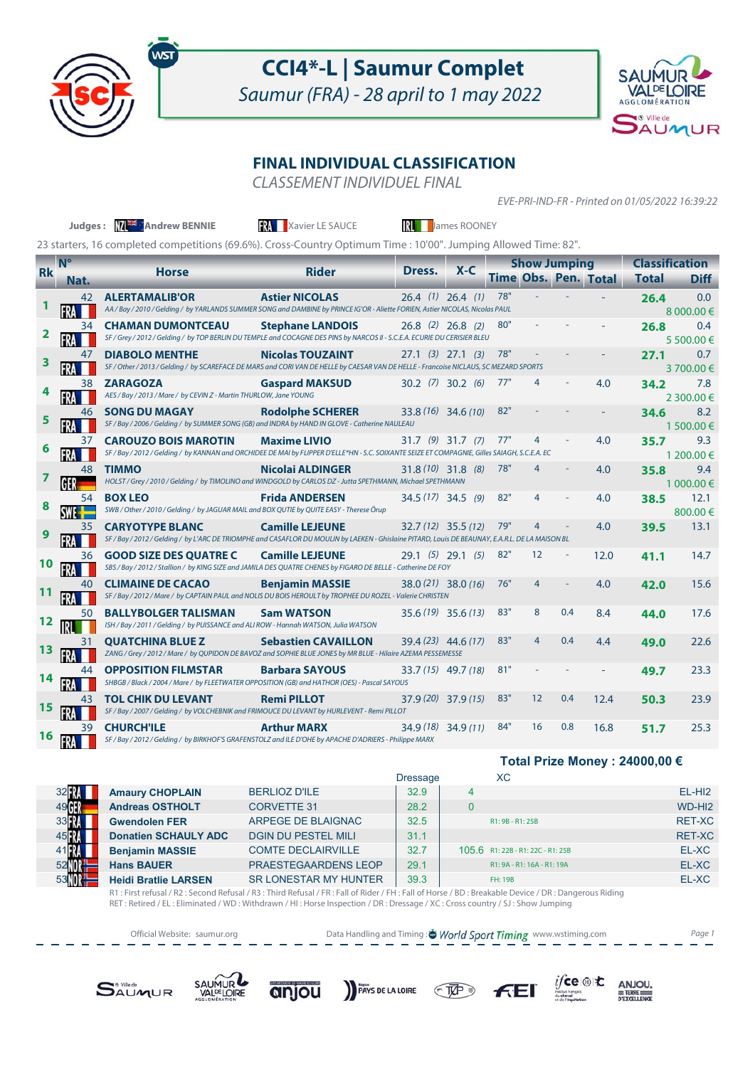# CCI4*-L | Saumur Complet

*Saumur (FRA) - 28 april to 1 may 2022*

## FINAL INDIVIDUAL CLASSIFICATION

*CLASSEMENT INDIVIDUEL FINAL*

*EVE-PRI-IND-FR - Printed on 01/05/2022 16:39:22*

**Judges :** NZL **Andrew BENNIE** — FRA Xavier LE SAUCE — IRL James ROONEY

23 starters, 16 completed competitions (69.6%). Cross-Country Optimum Time : 10'00". Jumping Allowed Time: 82".

| Rk | N° Nat. | Horse | Rider | Dress. | X-C | Show Jumping Time | Obs. | Pen. | Total | Classification Total | Diff |
|---|---|---|---|---|---|---|---|---|---|---|---|
| 1 | 42 FRA | **ALERTAMALIB'OR** *AA / Bay / 2010 / Gelding / by YARLANDS SUMMER SONG and DAMBINE by PRINCE IG'OR - Aliette FORIEN, Astier NICOLAS, Nicolas PAUL* | **Astier NICOLAS** | 26.4 (1) | 26.4 (1) | 78" | - | - | - | **26.4** | 0.0 8 000.00 € |
| 2 | 34 FRA | **CHAMAN DUMONTCEAU** *SF / Grey / 2012 / Gelding / by TOP BERLIN DU TEMPLE and COCAGNE DES PINS by NARCOS II - S.C.E.A. ECURIE DU CERISIER BLEU* | **Stephane LANDOIS** | 26.8 (2) | 26.8 (2) | 80" | - | - | - | **26.8** | 0.4 5 500.00 € |
| 3 | 47 FRA | **DIABOLO MENTHE** *SF / Other / 2013 / Gelding / by SCAREFACE DE MARS and CORI VAN DE HELLE by CAESAR VAN DE HELLE - Francoise NICLAUS, SC MEZARD SPORTS* | **Nicolas TOUZAINT** | 27.1 (3) | 27.1 (3) | 78" | - | - | - | **27.1** | 0.7 3 700.00 € |
| 4 | 38 FRA | **ZARAGOZA** *AES / Bay / 2013 / Mare / by CEVIN Z - Martin THURLOW, Jane YOUNG* | **Gaspard MAKSUD** | 30.2 (7) | 30.2 (6) | 77" | 4 | - | 4.0 | **34.2** | 7.8 2 300.00 € |
| 5 | 46 FRA | **SONG DU MAGAY** *SF / Bay / 2006 / Gelding / by SUMMER SONG (GB) and INDRA by HAND IN GLOVE - Catherine NAULEAU* | **Rodolphe SCHERER** | 33.8 (16) | 34.6 (10) | 82" | - | - | - | **34.6** | 8.2 1 500.00 € |
| 6 | 37 FRA | **CAROUZO BOIS MAROTIN** *SF / Bay / 2012 / Gelding / by KANNAN and ORCHIDEE DE MAI by FLIPPER D'ELLE*HN - S.C. SOIXANTE SEIZE ET COMPAGNIE, Gilles SAIAGH, S.C.E.A. EC* | **Maxime LIVIO** | 31.7 (9) | 31.7 (7) | 77" | 4 | - | 4.0 | **35.7** | 9.3 1 200.00 € |
| 7 | 48 GER | **TIMMO** *HOLST / Grey / 2010 / Gelding / by TIMOLINO and WINDGOLD by CARLOS DZ - Jutta SPETHMANN, Michael SPETHMANN* | **Nicolai ALDINGER** | 31.8 (10) | 31.8 (8) | 78" | 4 | - | 4.0 | **35.8** | 9.4 1 000.00 € |
| 8 | 54 SWE | **BOX LEO** *SWB / Other / 2010 / Gelding / by JAGUAR MAIL and BOX QUTIE by QUITE EASY - Therese Örup* | **Frida ANDERSEN** | 34.5 (17) | 34.5 (9) | 82" | 4 | - | 4.0 | **38.5** | 12.1 800.00 € |
| 9 | 35 FRA | **CARYOTYPE BLANC** *SF / Bay / 2012 / Gelding / by L'ARC DE TRIOMPHE and CASAFLOR DU MOULIN by LAEKEN - Ghislaine PITARD, Louis DE BEAUNAY, E.A.R.L. DE LA MAISON BL* | **Camille LEJEUNE** | 32.7 (12) | 35.5 (12) | 79" | 4 | - | 4.0 | **39.5** | 13.1 |
| 10 | 36 FRA | **GOOD SIZE DES QUATRE C** *SBS / Bay / 2012 / Stallion / by KING SIZE and JAMILA DES QUATRE CHENES by FIGARO DE BELLE - Catherine DE FOY* | **Camille LEJEUNE** | 29.1 (5) | 29.1 (5) | 82" | 12 | - | 12.0 | **41.1** | 14.7 |
| 11 | 40 FRA | **CLIMAINE DE CACAO** *SF / Bay / 2012 / Mare / by CAPTAIN PAUL and NOLIS DU BOIS HEROULT by TROPHEE DU ROZEL - Valerie CHRISTEN* | **Benjamin MASSIE** | 38.0 (21) | 38.0 (16) | 76" | 4 | - | 4.0 | **42.0** | 15.6 |
| 12 | 50 IRL | **BALLYBOLGER TALISMAN** *ISH / Bay / 2011 / Gelding / by PUISSANCE and ALI ROW - Hannah WATSON, Julia WATSON* | **Sam WATSON** | 35.6 (19) | 35.6 (13) | 83" | 8 | 0.4 | 8.4 | **44.0** | 17.6 |
| 13 | 31 FRA | **QUATCHINA BLUE Z** *ZANG / Grey / 2012 / Mare / by QUPIDON DE BAVOZ and SOPHIE BLUE JONES by MR BLUE - Hilaire AZEMA PESSEMESSE* | **Sebastien CAVAILLON** | 39.4 (23) | 44.6 (17) | 83" | 4 | 0.4 | 4.4 | **49.0** | 22.6 |
| 14 | 44 FRA | **OPPOSITION FILMSTAR** *SHBGB / Black / 2004 / Mare / by FLEETWATER OPPOSITION (GB) and HATHOR (OES) - Pascal SAYOUS* | **Barbara SAYOUS** | 33.7 (15) | 49.7 (18) | 81" | - | - | - | **49.7** | 23.3 |
| 15 | 43 FRA | **TOL CHIK DU LEVANT** *SF / Bay / 2007 / Gelding / by VOLCHEBNIK and FRIMOUCE DU LEVANT by HURLEVENT - Remi PILLOT* | **Remi PILLOT** | 37.9 (20) | 37.9 (15) | 83" | 12 | 0.4 | 12.4 | **50.3** | 23.9 |
| 16 | 39 FRA | **CHURCH'ILE** *SF / Bay / 2012 / Gelding / by BIRKHOF'S GRAFENSTOLZ and ILE D'OHE by APACHE D'ADRIERS - Philippe MARX* | **Arthur MARX** | 34.9 (18) | 34.9 (11) | 84" | 16 | 0.8 | 16.8 | **51.7** | 25.3 |

**Total Prize Money : 24000,00 €**

| N° Nat. | Rider | Horse | Dressage | XC | | Status |
|---|---|---|---|---|---|---|
| 32 FRA | **Amaury CHOPLAIN** | BERLIOZ D'ILE | 32.9 | 4 | | EL-HI2 |
| 49 GER | **Andreas OSTHOLT** | CORVETTE 31 | 28.2 | 0 | | WD-HI2 |
| 33 FRA | **Gwendolen FER** | ARPEGE DE BLAIGNAC | 32.5 | | R1: 9B - R1: 25B | RET-XC |
| 45 FRA | **Donatien SCHAULY ADC** | DGIN DU PESTEL MILI | 31.1 | | | RET-XC |
| 41 FRA | **Benjamin MASSIE** | COMTE DECLAIRVILLE | 32.7 | 105.6 | R1: 22B - R1: 22C - R1: 25B | EL-XC |
| 52 NOR | **Hans BAUER** | PRAESTEGAARDENS LEOP | 29.1 | | R1: 9A - R1: 16A - R1: 19A | EL-XC |
| 53 NOR | **Heidi Bratlie LARSEN** | SR LONESTAR MY HUNTER | 39.3 | | FH: 19B | EL-XC |

R1 : First refusal / R2 : Second Refusal / R3 : Third Refusal / FR : Fall of Rider / FH : Fall of Horse / BD : Breakable Device / DR : Dangerous Riding
RET : Retired / EL : Eliminated / WD : Withdrawn / HI : Horse Inspection / DR : Dressage / XC : Cross country / SJ : Show Jumping

Official Website: saumur.org — Data Handling and Timing : World Sport Timing www.wstiming.com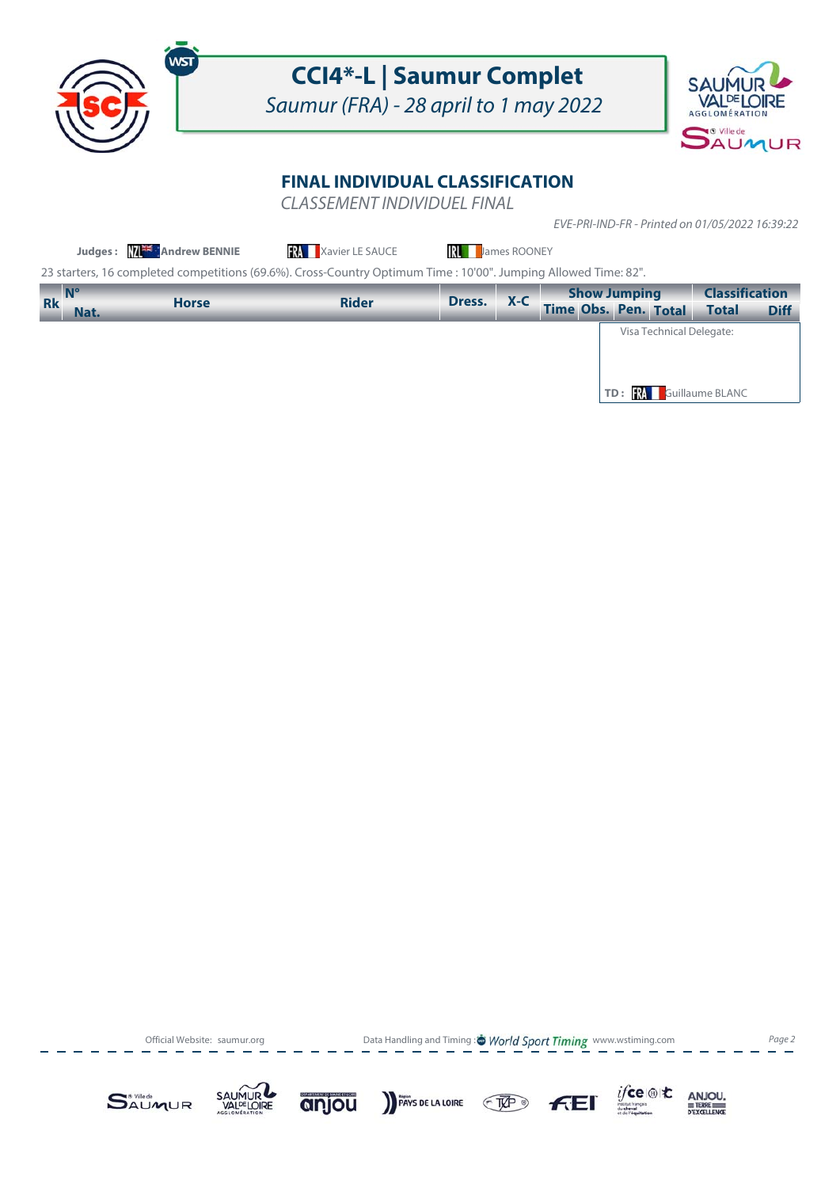# CCI4*-L | Saumur Complet

*Saumur (FRA) - 28 april to 1 may 2022*

## FINAL INDIVIDUAL CLASSIFICATION

*CLASSEMENT INDIVIDUEL FINAL*

*EVE-PRI-IND-FR - Printed on 01/05/2022 16:39:22*

**Judges :** NZL **Andrew BENNIE** FRA Xavier LE SAUCE IRL James ROONEY

23 starters, 16 completed competitions (69.6%). Cross-Country Optimum Time : 10'00". Jumping Allowed Time: 82".

| Rk | N° Nat. | Horse | Rider | Dress. | X-C | Show Jumping | | | | Classification | |
|---|---|---|---|---|---|---|---|---|---|---|---|
| | | | | | | Time | Obs. | Pen. | Total | Total | Diff |

Visa Technical Delegate:

TD : FRA Guillaume BLANC

Official Website: saumur.org

Data Handling and Timing : World Sport Timing www.wstiming.com